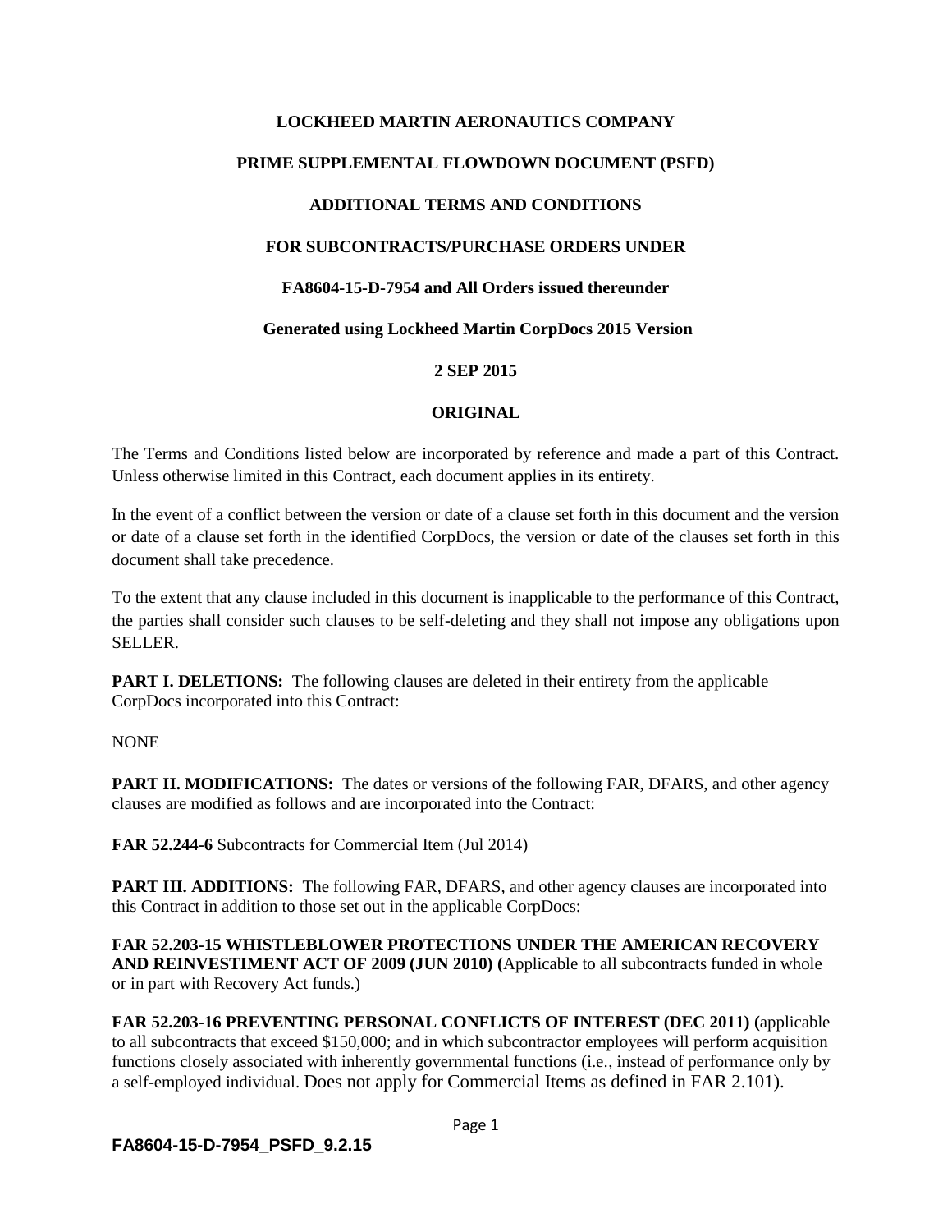**LOCKHEED MARTIN AERONAUTICS COMPANY**

**PRIME SUPPLEMENTAL FLOWDOWN DOCUMENT (PSFD)**

**ADDITIONAL TERMS AND CONDITIONS**

**FOR SUBCONTRACTS/PURCHASE ORDERS UNDER**

**FA8604-15-D-7954 and All Orders issued thereunder**

**Generated using Lockheed Martin CorpDocs 2015 Version**

**2 SEP 2015**

**ORIGINAL**

The Terms and Conditions listed below are incorporated by reference and made a part of this Contract. Unless otherwise limited in this Contract, each document applies in its entirety.

In the event of a conflict between the version or date of a clause set forth in this document and the version or date of a clause set forth in the identified CorpDocs, the version or date of the clauses set forth in this document shall take precedence.

To the extent that any clause included in this document is inapplicable to the performance of this Contract, the parties shall consider such clauses to be self-deleting and they shall not impose any obligations upon SELLER.

**PART I. DELETIONS:** The following clauses are deleted in their entirety from the applicable CorpDocs incorporated into this Contract:

NONE

**PART II. MODIFICATIONS:** The dates or versions of the following FAR, DFARS, and other agency clauses are modified as follows and are incorporated into the Contract:

**FAR 52.244-6** Subcontracts for Commercial Item (Jul 2014)

**PART III. ADDITIONS:** The following FAR, DFARS, and other agency clauses are incorporated into this Contract in addition to those set out in the applicable CorpDocs:

**FAR 52.203-15 WHISTLEBLOWER PROTECTIONS UNDER THE AMERICAN RECOVERY AND REINVESTIMENT ACT OF 2009 (JUN 2010) (**Applicable to all subcontracts funded in whole or in part with Recovery Act funds.)

**FAR 52.203-16 PREVENTING PERSONAL CONFLICTS OF INTEREST (DEC 2011) (**applicable to all subcontracts that exceed $150,000; and in which subcontractor employees will perform acquisition functions closely associated with inherently governmental functions (i.e., instead of performance only by a self-employed individual. Does not apply for Commercial Items as defined in FAR 2.101).

FA8604-15-D-7954_PSFD_9.2.15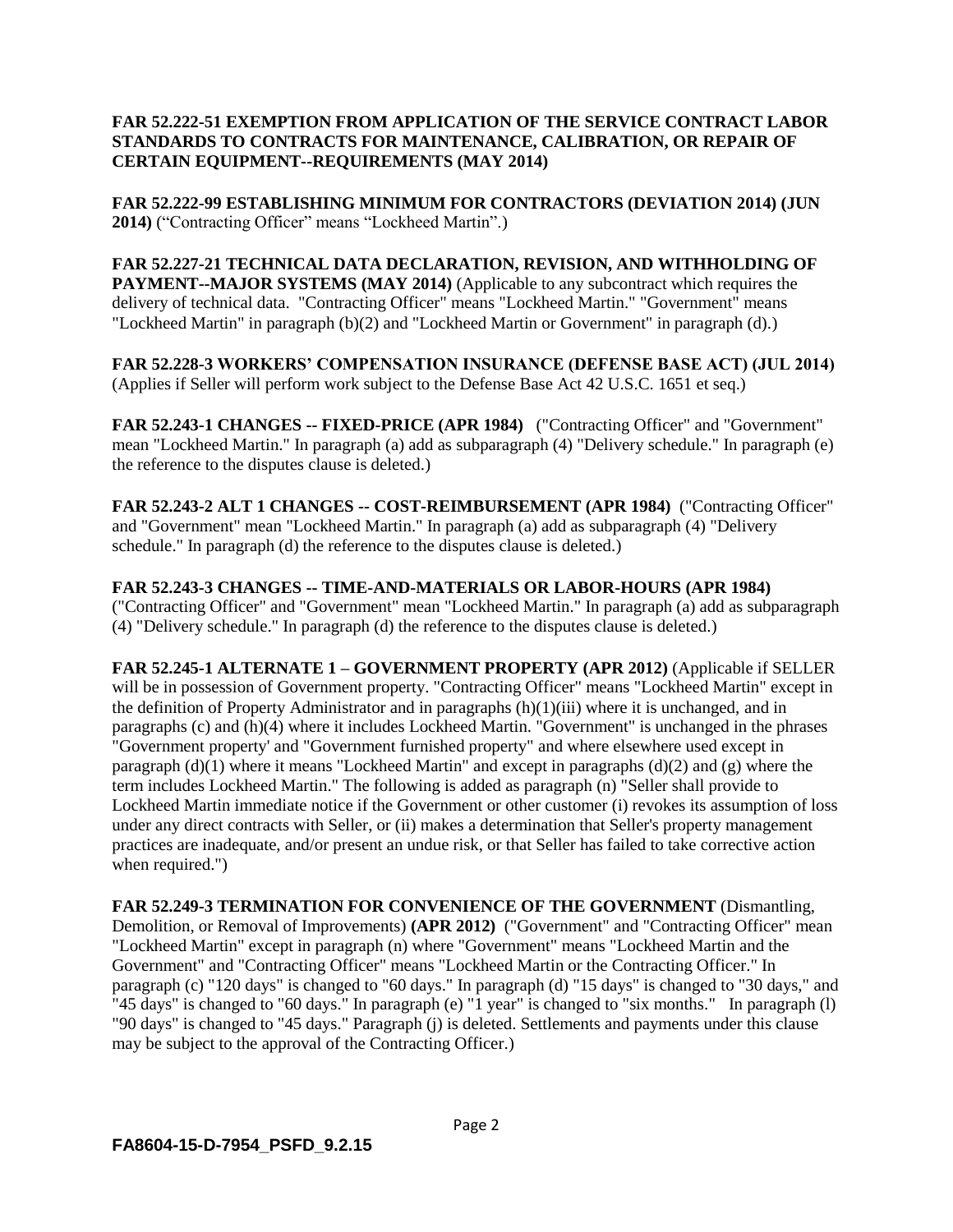**FAR 52.222-51 EXEMPTION FROM APPLICATION OF THE SERVICE CONTRACT LABOR STANDARDS TO CONTRACTS FOR MAINTENANCE, CALIBRATION, OR REPAIR OF CERTAIN EQUIPMENT--REQUIREMENTS (MAY 2014)**

**FAR 52.222-99 ESTABLISHING MINIMUM FOR CONTRACTORS (DEVIATION 2014) (JUN 2014)** ("Contracting Officer" means "Lockheed Martin".)

**FAR 52.227-21 TECHNICAL DATA DECLARATION, REVISION, AND WITHHOLDING OF PAYMENT--MAJOR SYSTEMS (MAY 2014)** (Applicable to any subcontract which requires the delivery of technical data. "Contracting Officer" means "Lockheed Martin." "Government" means "Lockheed Martin" in paragraph (b)(2) and "Lockheed Martin or Government" in paragraph (d).)

**FAR 52.228-3 WORKERS' COMPENSATION INSURANCE (DEFENSE BASE ACT) (JUL 2014)** (Applies if Seller will perform work subject to the Defense Base Act 42 U.S.C. 1651 et seq.)

**FAR 52.243-1 CHANGES -- FIXED-PRICE (APR 1984)** ("Contracting Officer" and "Government" mean "Lockheed Martin." In paragraph (a) add as subparagraph (4) "Delivery schedule." In paragraph (e) the reference to the disputes clause is deleted.)

**FAR 52.243-2 ALT 1 CHANGES -- COST-REIMBURSEMENT (APR 1984)** ("Contracting Officer" and "Government" mean "Lockheed Martin." In paragraph (a) add as subparagraph (4) "Delivery schedule." In paragraph (d) the reference to the disputes clause is deleted.)

**FAR 52.243-3 CHANGES -- TIME-AND-MATERIALS OR LABOR-HOURS (APR 1984)** ("Contracting Officer" and "Government" mean "Lockheed Martin." In paragraph (a) add as subparagraph (4) "Delivery schedule." In paragraph (d) the reference to the disputes clause is deleted.)

**FAR 52.245-1 ALTERNATE 1 – GOVERNMENT PROPERTY (APR 2012)** (Applicable if SELLER will be in possession of Government property. "Contracting Officer" means "Lockheed Martin" except in the definition of Property Administrator and in paragraphs (h)(1)(iii) where it is unchanged, and in paragraphs (c) and (h)(4) where it includes Lockheed Martin. "Government" is unchanged in the phrases "Government property' and "Government furnished property" and where elsewhere used except in paragraph (d)(1) where it means "Lockheed Martin" and except in paragraphs (d)(2) and (g) where the term includes Lockheed Martin." The following is added as paragraph (n) "Seller shall provide to Lockheed Martin immediate notice if the Government or other customer (i) revokes its assumption of loss under any direct contracts with Seller, or (ii) makes a determination that Seller's property management practices are inadequate, and/or present an undue risk, or that Seller has failed to take corrective action when required.")

**FAR 52.249-3 TERMINATION FOR CONVENIENCE OF THE GOVERNMENT** (Dismantling, Demolition, or Removal of Improvements) **(APR 2012)** ("Government" and "Contracting Officer" mean "Lockheed Martin" except in paragraph (n) where "Government" means "Lockheed Martin and the Government" and "Contracting Officer" means "Lockheed Martin or the Contracting Officer." In paragraph (c) "120 days" is changed to "60 days." In paragraph (d) "15 days" is changed to "30 days," and "45 days" is changed to "60 days." In paragraph (e) "1 year" is changed to "six months." In paragraph (l) "90 days" is changed to "45 days." Paragraph (j) is deleted. Settlements and payments under this clause may be subject to the approval of the Contracting Officer.)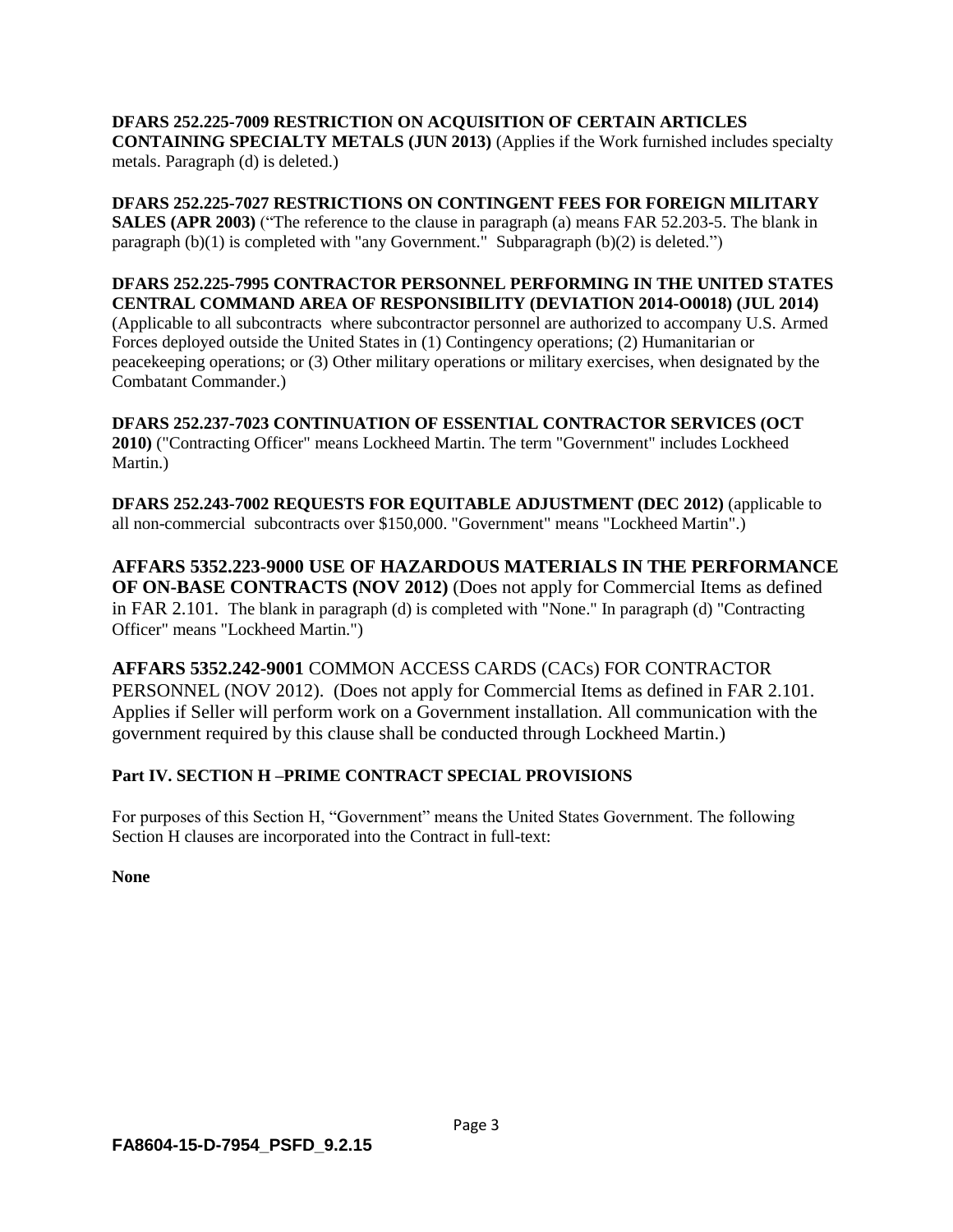**DFARS 252.225-7009 RESTRICTION ON ACQUISITION OF CERTAIN ARTICLES CONTAINING SPECIALTY METALS (JUN 2013)** (Applies if the Work furnished includes specialty metals. Paragraph (d) is deleted.)

**DFARS 252.225-7027 RESTRICTIONS ON CONTINGENT FEES FOR FOREIGN MILITARY SALES (APR 2003)** ("The reference to the clause in paragraph (a) means FAR 52.203-5. The blank in paragraph (b)(1) is completed with "any Government." Subparagraph (b)(2) is deleted.")

**DFARS 252.225-7995 CONTRACTOR PERSONNEL PERFORMING IN THE UNITED STATES CENTRAL COMMAND AREA OF RESPONSIBILITY (DEVIATION 2014-O0018) (JUL 2014)** (Applicable to all subcontracts where subcontractor personnel are authorized to accompany U.S. Armed Forces deployed outside the United States in (1) Contingency operations; (2) Humanitarian or peacekeeping operations; or (3) Other military operations or military exercises, when designated by the Combatant Commander.)

**DFARS 252.237-7023 CONTINUATION OF ESSENTIAL CONTRACTOR SERVICES (OCT 2010)** ("Contracting Officer" means Lockheed Martin. The term "Government" includes Lockheed Martin.)

**DFARS 252.243-7002 REQUESTS FOR EQUITABLE ADJUSTMENT (DEC 2012)** (applicable to all non-commercial subcontracts over $150,000. "Government" means "Lockheed Martin".)

**AFFARS 5352.223-9000 USE OF HAZARDOUS MATERIALS IN THE PERFORMANCE OF ON-BASE CONTRACTS (NOV 2012)** (Does not apply for Commercial Items as defined in FAR 2.101. The blank in paragraph (d) is completed with "None." In paragraph (d) "Contracting Officer" means "Lockheed Martin.")

**AFFARS 5352.242-9001** COMMON ACCESS CARDS (CACs) FOR CONTRACTOR PERSONNEL (NOV 2012). (Does not apply for Commercial Items as defined in FAR 2.101. Applies if Seller will perform work on a Government installation. All communication with the government required by this clause shall be conducted through Lockheed Martin.)

## Part IV. SECTION H –PRIME CONTRACT SPECIAL PROVISIONS

For purposes of this Section H, "Government" means the United States Government. The following Section H clauses are incorporated into the Contract in full-text:

**None**